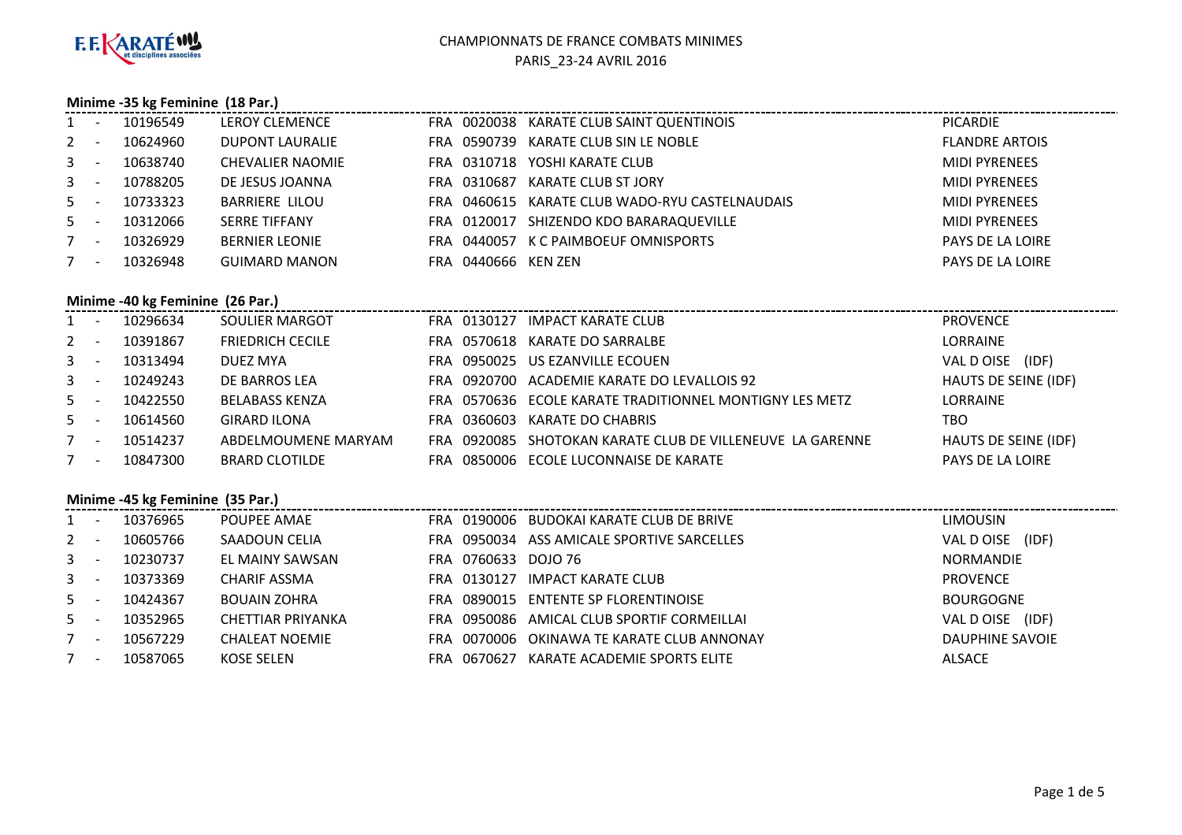# CHAMPIONNATS DE FRANCE COMBATS MINIMES

PARIS_23-24 AVRIL 2016

### Minime -35 kg Feminine (18 Par.)

| Rang | Licence | Nom | Pays | Code club | Club | Ligue |
|---|---|---|---|---|---|---|
| 1 - | 10196549 | LEROY CLEMENCE | FRA | 0020038 | KARATE CLUB SAINT QUENTINOIS | PICARDIE |
| 2 - | 10624960 | DUPONT LAURALIE | FRA | 0590739 | KARATE CLUB SIN LE NOBLE | FLANDRE ARTOIS |
| 3 - | 10638740 | CHEVALIER NAOMIE | FRA | 0310718 | YOSHI KARATE CLUB | MIDI PYRENEES |
| 3 - | 10788205 | DE JESUS JOANNA | FRA | 0310687 | KARATE CLUB ST JORY | MIDI PYRENEES |
| 5 - | 10733323 | BARRIERE LILOU | FRA | 0460615 | KARATE CLUB WADO-RYU CASTELNAUDAIS | MIDI PYRENEES |
| 5 - | 10312066 | SERRE TIFFANY | FRA | 0120017 | SHIZENDO KDO BARARAQUEVILLE | MIDI PYRENEES |
| 7 - | 10326929 | BERNIER LEONIE | FRA | 0440057 | K C PAIMBOEUF OMNISPORTS | PAYS DE LA LOIRE |
| 7 - | 10326948 | GUIMARD MANON | FRA | 0440666 | KEN ZEN | PAYS DE LA LOIRE |

### Minime -40 kg Feminine (26 Par.)

| Rang | Licence | Nom | Pays | Code club | Club | Ligue |
|---|---|---|---|---|---|---|
| 1 - | 10296634 | SOULIER MARGOT | FRA | 0130127 | IMPACT KARATE CLUB | PROVENCE |
| 2 - | 10391867 | FRIEDRICH CECILE | FRA | 0570618 | KARATE DO SARRALBE | LORRAINE |
| 3 - | 10313494 | DUEZ MYA | FRA | 0950025 | US EZANVILLE ECOUEN | VAL D OISE (IDF) |
| 3 - | 10249243 | DE BARROS LEA | FRA | 0920700 | ACADEMIE KARATE DO LEVALLOIS 92 | HAUTS DE SEINE (IDF) |
| 5 - | 10422550 | BELABASS KENZA | FRA | 0570636 | ECOLE KARATE TRADITIONNEL MONTIGNY LES METZ | LORRAINE |
| 5 - | 10614560 | GIRARD ILONA | FRA | 0360603 | KARATE DO CHABRIS | TBO |
| 7 - | 10514237 | ABDELMOUMENE MARYAM | FRA | 0920085 | SHOTOKAN KARATE CLUB DE VILLENEUVE LA GARENNE | HAUTS DE SEINE (IDF) |
| 7 - | 10847300 | BRARD CLOTILDE | FRA | 0850006 | ECOLE LUCONNAISE DE KARATE | PAYS DE LA LOIRE |

### Minime -45 kg Feminine (35 Par.)

| Rang | Licence | Nom | Pays | Code club | Club | Ligue |
|---|---|---|---|---|---|---|
| 1 - | 10376965 | POUPEE AMAE | FRA | 0190006 | BUDOKAI KARATE CLUB DE BRIVE | LIMOUSIN |
| 2 - | 10605766 | SAADOUN CELIA | FRA | 0950034 | ASS AMICALE SPORTIVE SARCELLES | VAL D OISE (IDF) |
| 3 - | 10230737 | EL MAINY SAWSAN | FRA | 0760633 | DOJO 76 | NORMANDIE |
| 3 - | 10373369 | CHARIF ASSMA | FRA | 0130127 | IMPACT KARATE CLUB | PROVENCE |
| 5 - | 10424367 | BOUAIN ZOHRA | FRA | 0890015 | ENTENTE SP FLORENTINOISE | BOURGOGNE |
| 5 - | 10352965 | CHETTIAR PRIYANKA | FRA | 0950086 | AMICAL CLUB SPORTIF CORMEILLAI | VAL D OISE (IDF) |
| 7 - | 10567229 | CHALEAT NOEMIE | FRA | 0070006 | OKINAWA TE KARATE CLUB ANNONAY | DAUPHINE SAVOIE |
| 7 - | 10587065 | KOSE SELEN | FRA | 0670627 | KARATE ACADEMIE SPORTS ELITE | ALSACE |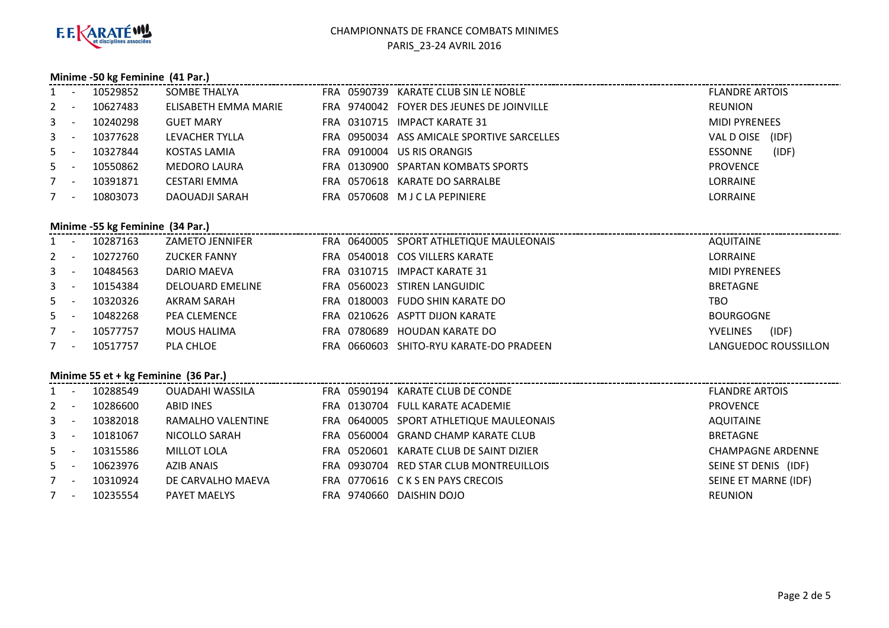CHAMPIONNATS DE FRANCE COMBATS MINIMES
PARIS_23-24 AVRIL 2016

### Minime -50 kg Feminine (41 Par.)

| Rang | Licence | Nom | Pays | Club | Nom du club | Ligue |
|---|---|---|---|---|---|---|
| 1 - | 10529852 | SOMBE THALYA | FRA | 0590739 | KARATE CLUB SIN LE NOBLE | FLANDRE ARTOIS |
| 2 - | 10627483 | ELISABETH EMMA MARIE | FRA | 9740042 | FOYER DES JEUNES DE JOINVILLE | REUNION |
| 3 - | 10240298 | GUET MARY | FRA | 0310715 | IMPACT KARATE 31 | MIDI PYRENEES |
| 3 - | 10377628 | LEVACHER TYLLA | FRA | 0950034 | ASS AMICALE SPORTIVE SARCELLES | VAL D OISE (IDF) |
| 5 - | 10327844 | KOSTAS LAMIA | FRA | 0910004 | US RIS ORANGIS | ESSONNE (IDF) |
| 5 - | 10550862 | MEDORO LAURA | FRA | 0130900 | SPARTAN KOMBATS SPORTS | PROVENCE |
| 7 - | 10391871 | CESTARI EMMA | FRA | 0570618 | KARATE DO SARRALBE | LORRAINE |
| 7 - | 10803073 | DAOUADJI SARAH | FRA | 0570608 | M J C LA PEPINIERE | LORRAINE |

### Minime -55 kg Feminine (34 Par.)

| Rang | Licence | Nom | Pays | Club | Nom du club | Ligue |
|---|---|---|---|---|---|---|
| 1 - | 10287163 | ZAMETO JENNIFER | FRA | 0640005 | SPORT ATHLETIQUE MAULEONAIS | AQUITAINE |
| 2 - | 10272760 | ZUCKER FANNY | FRA | 0540018 | COS VILLERS KARATE | LORRAINE |
| 3 - | 10484563 | DARIO MAEVA | FRA | 0310715 | IMPACT KARATE 31 | MIDI PYRENEES |
| 3 - | 10154384 | DELOUARD EMELINE | FRA | 0560023 | STIREN LANGUIDIC | BRETAGNE |
| 5 - | 10320326 | AKRAM SARAH | FRA | 0180003 | FUDO SHIN KARATE DO | TBO |
| 5 - | 10482268 | PEA CLEMENCE | FRA | 0210626 | ASPTT DIJON KARATE | BOURGOGNE |
| 7 - | 10577757 | MOUS HALIMA | FRA | 0780689 | HOUDAN KARATE DO | YVELINES (IDF) |
| 7 - | 10517757 | PLA CHLOE | FRA | 0660603 | SHITO-RYU KARATE-DO PRADEEN | LANGUEDOC ROUSSILLON |

### Minime 55 et + kg Feminine (36 Par.)

| Rang | Licence | Nom | Pays | Club | Nom du club | Ligue |
|---|---|---|---|---|---|---|
| 1 - | 10288549 | OUADAHI WASSILA | FRA | 0590194 | KARATE CLUB DE CONDE | FLANDRE ARTOIS |
| 2 - | 10286600 | ABID INES | FRA | 0130704 | FULL KARATE ACADEMIE | PROVENCE |
| 3 - | 10382018 | RAMALHO VALENTINE | FRA | 0640005 | SPORT ATHLETIQUE MAULEONAIS | AQUITAINE |
| 3 - | 10181067 | NICOLLO SARAH | FRA | 0560004 | GRAND CHAMP KARATE CLUB | BRETAGNE |
| 5 - | 10315586 | MILLOT LOLA | FRA | 0520601 | KARATE CLUB DE SAINT DIZIER | CHAMPAGNE ARDENNE |
| 5 - | 10623976 | AZIB ANAIS | FRA | 0930704 | RED STAR CLUB MONTREUILLOIS | SEINE ST DENIS (IDF) |
| 7 - | 10310924 | DE CARVALHO MAEVA | FRA | 0770616 | C K S EN PAYS CRECOIS | SEINE ET MARNE (IDF) |
| 7 - | 10235554 | PAYET MAELYS | FRA | 9740660 | DAISHIN DOJO | REUNION |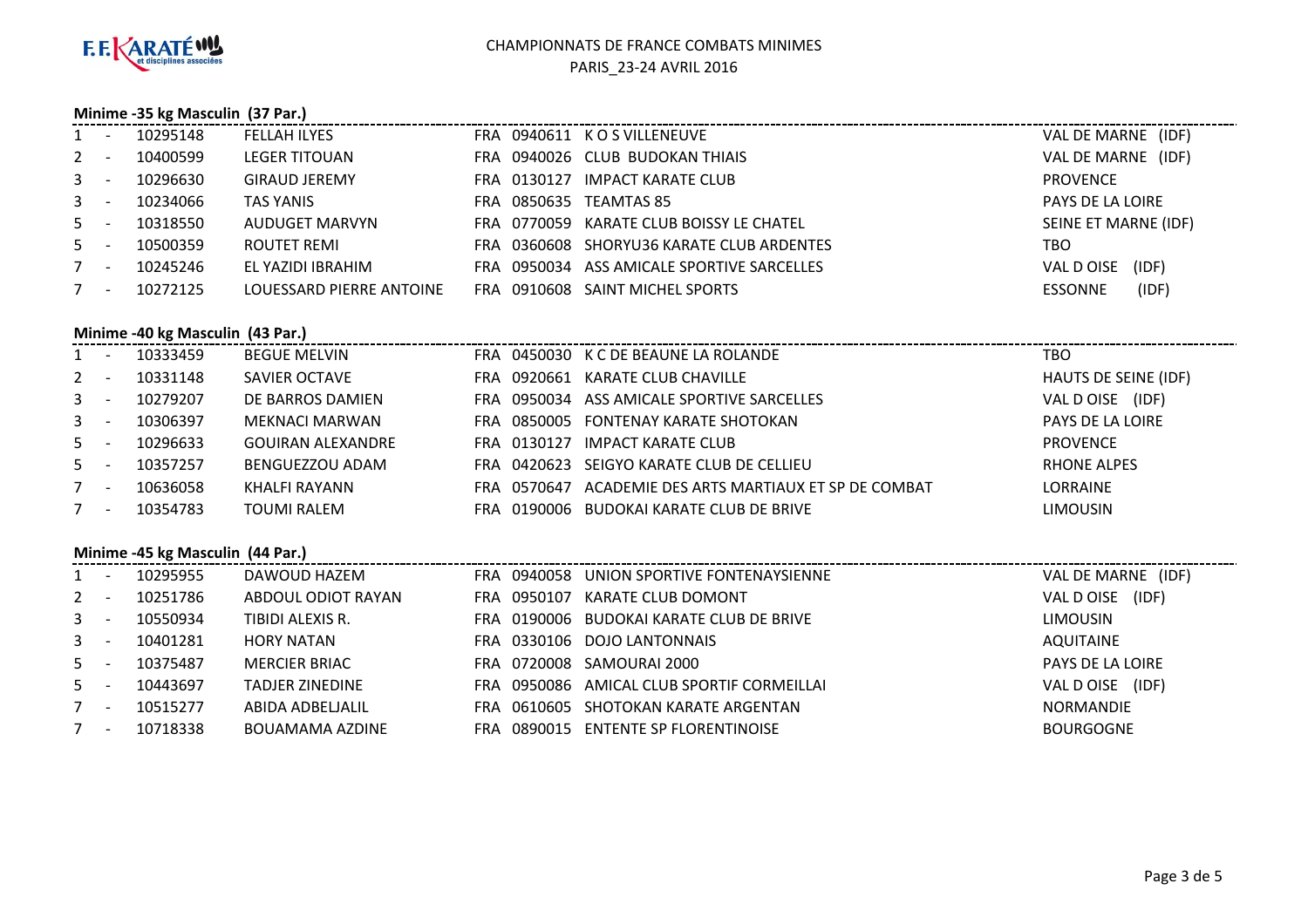# CHAMPIONNATS DE FRANCE COMBATS MINIMES
PARIS_23-24 AVRIL 2016

### Minime -35 kg Masculin (37 Par.)

| Rang | Licence | Nom | Pays | Club n° | Club | Ligue |
|---|---|---|---|---|---|---|
| 1 - | 10295148 | FELLAH ILYES | FRA | 0940611 | K O S VILLENEUVE | VAL DE MARNE (IDF) |
| 2 - | 10400599 | LEGER TITOUAN | FRA | 0940026 | CLUB BUDOKAN THIAIS | VAL DE MARNE (IDF) |
| 3 - | 10296630 | GIRAUD JEREMY | FRA | 0130127 | IMPACT KARATE CLUB | PROVENCE |
| 3 - | 10234066 | TAS YANIS | FRA | 0850635 | TEAMTAS 85 | PAYS DE LA LOIRE |
| 5 - | 10318550 | AUDUGET MARVYN | FRA | 0770059 | KARATE CLUB BOISSY LE CHATEL | SEINE ET MARNE (IDF) |
| 5 - | 10500359 | ROUTET REMI | FRA | 0360608 | SHORYU36 KARATE CLUB ARDENTES | TBO |
| 7 - | 10245246 | EL YAZIDI IBRAHIM | FRA | 0950034 | ASS AMICALE SPORTIVE SARCELLES | VAL D OISE (IDF) |
| 7 - | 10272125 | LOUESSARD PIERRE ANTOINE | FRA | 0910608 | SAINT MICHEL SPORTS | ESSONNE (IDF) |

### Minime -40 kg Masculin (43 Par.)

| Rang | Licence | Nom | Pays | Club n° | Club | Ligue |
|---|---|---|---|---|---|---|
| 1 - | 10333459 | BEGUE MELVIN | FRA | 0450030 | K C DE BEAUNE LA ROLANDE | TBO |
| 2 - | 10331148 | SAVIER OCTAVE | FRA | 0920661 | KARATE CLUB CHAVILLE | HAUTS DE SEINE (IDF) |
| 3 - | 10279207 | DE BARROS DAMIEN | FRA | 0950034 | ASS AMICALE SPORTIVE SARCELLES | VAL D OISE (IDF) |
| 3 - | 10306397 | MEKNACI MARWAN | FRA | 0850005 | FONTENAY KARATE SHOTOKAN | PAYS DE LA LOIRE |
| 5 - | 10296633 | GOUIRAN ALEXANDRE | FRA | 0130127 | IMPACT KARATE CLUB | PROVENCE |
| 5 - | 10357257 | BENGUEZZOU ADAM | FRA | 0420623 | SEIGYO KARATE CLUB DE CELLIEU | RHONE ALPES |
| 7 - | 10636058 | KHALFI RAYANN | FRA | 0570647 | ACADEMIE DES ARTS MARTIAUX ET SP DE COMBAT | LORRAINE |
| 7 - | 10354783 | TOUMI RALEM | FRA | 0190006 | BUDOKAI KARATE CLUB DE BRIVE | LIMOUSIN |

### Minime -45 kg Masculin (44 Par.)

| Rang | Licence | Nom | Pays | Club n° | Club | Ligue |
|---|---|---|---|---|---|---|
| 1 - | 10295955 | DAWOUD HAZEM | FRA | 0940058 | UNION SPORTIVE FONTENAYSIENNE | VAL DE MARNE (IDF) |
| 2 - | 10251786 | ABDOUL ODIOT RAYAN | FRA | 0950107 | KARATE CLUB DOMONT | VAL D OISE (IDF) |
| 3 - | 10550934 | TIBIDI ALEXIS R. | FRA | 0190006 | BUDOKAI KARATE CLUB DE BRIVE | LIMOUSIN |
| 3 - | 10401281 | HORY NATAN | FRA | 0330106 | DOJO LANTONNAIS | AQUITAINE |
| 5 - | 10375487 | MERCIER BRIAC | FRA | 0720008 | SAMOURAI 2000 | PAYS DE LA LOIRE |
| 5 - | 10443697 | TADJER ZINEDINE | FRA | 0950086 | AMICAL CLUB SPORTIF CORMEILLAI | VAL D OISE (IDF) |
| 7 - | 10515277 | ABIDA ADBELJALIL | FRA | 0610605 | SHOTOKAN KARATE ARGENTAN | NORMANDIE |
| 7 - | 10718338 | BOUAMAMA AZDINE | FRA | 0890015 | ENTENTE SP FLORENTINOISE | BOURGOGNE |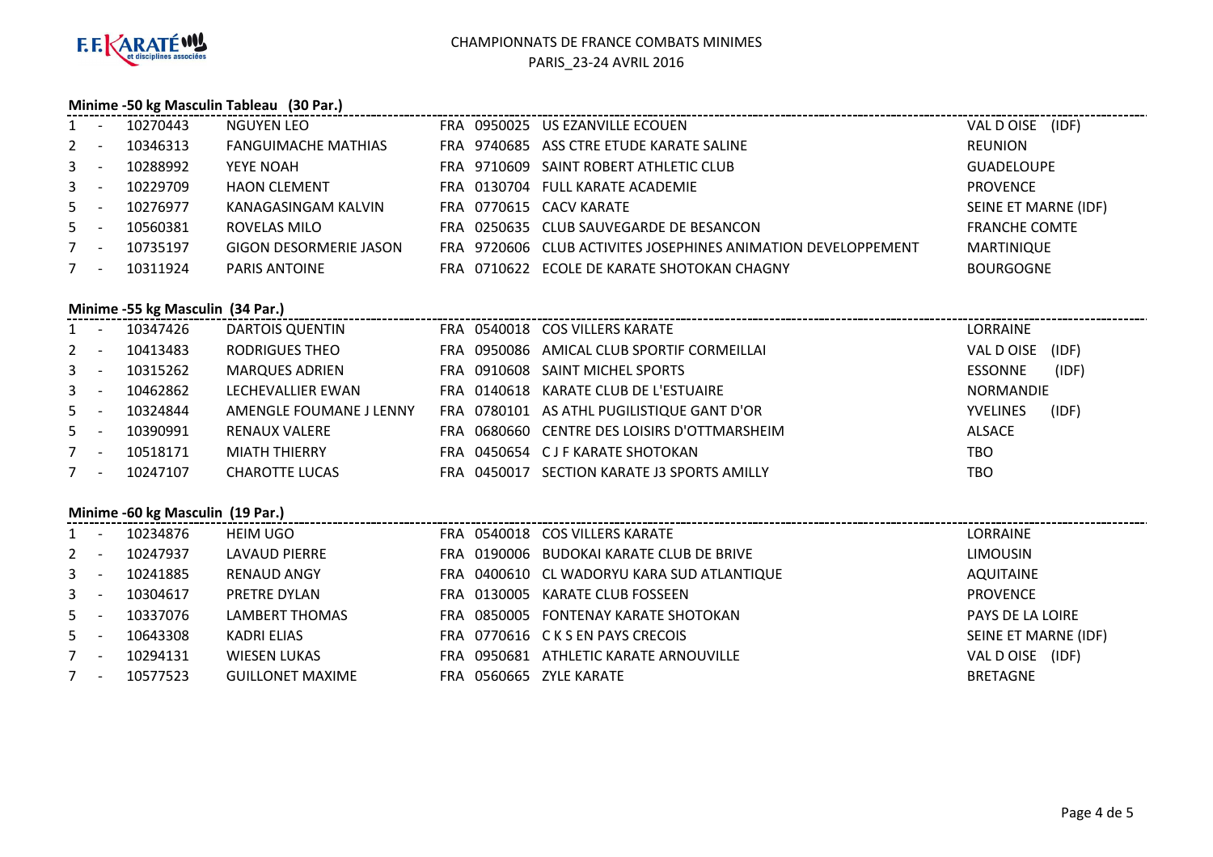CHAMPIONNATS DE FRANCE COMBATS MINIMES
PARIS_23-24 AVRIL 2016

### Minime -50 kg Masculin Tableau (30 Par.)

| Rang | | Licence | Nom | Pays | Code club | Club | Ligue |
|---|---|---|---|---|---|---|---|
| 1 | - | 10270443 | NGUYEN LEO | FRA | 0950025 | US EZANVILLE ECOUEN | VAL D OISE (IDF) |
| 2 | - | 10346313 | FANGUIMACHE MATHIAS | FRA | 9740685 | ASS CTRE ETUDE KARATE SALINE | REUNION |
| 3 | - | 10288992 | YEYE NOAH | FRA | 9710609 | SAINT ROBERT ATHLETIC CLUB | GUADELOUPE |
| 3 | - | 10229709 | HAON CLEMENT | FRA | 0130704 | FULL KARATE ACADEMIE | PROVENCE |
| 5 | - | 10276977 | KANAGASINGAM KALVIN | FRA | 0770615 | CACV KARATE | SEINE ET MARNE (IDF) |
| 5 | - | 10560381 | ROVELAS MILO | FRA | 0250635 | CLUB SAUVEGARDE DE BESANCON | FRANCHE COMTE |
| 7 | - | 10735197 | GIGON DESORMERIE JASON | FRA | 9720606 | CLUB ACTIVITES JOSEPHINES ANIMATION DEVELOPPEMENT | MARTINIQUE |
| 7 | - | 10311924 | PARIS ANTOINE | FRA | 0710622 | ECOLE DE KARATE SHOTOKAN CHAGNY | BOURGOGNE |

### Minime -55 kg Masculin (34 Par.)

| Rang | | Licence | Nom | Pays | Code club | Club | Ligue |
|---|---|---|---|---|---|---|---|
| 1 | - | 10347426 | DARTOIS QUENTIN | FRA | 0540018 | COS VILLERS KARATE | LORRAINE |
| 2 | - | 10413483 | RODRIGUES THEO | FRA | 0950086 | AMICAL CLUB SPORTIF CORMEILLAI | VAL D OISE (IDF) |
| 3 | - | 10315262 | MARQUES ADRIEN | FRA | 0910608 | SAINT MICHEL SPORTS | ESSONNE (IDF) |
| 3 | - | 10462862 | LECHEVALLIER EWAN | FRA | 0140618 | KARATE CLUB DE L'ESTUAIRE | NORMANDIE |
| 5 | - | 10324844 | AMENGLE FOUMANE J LENNY | FRA | 0780101 | AS ATHL PUGILISTIQUE GANT D'OR | YVELINES (IDF) |
| 5 | - | 10390991 | RENAUX VALERE | FRA | 0680660 | CENTRE DES LOISIRS D'OTTMARSHEIM | ALSACE |
| 7 | - | 10518171 | MIATH THIERRY | FRA | 0450654 | C J F KARATE SHOTOKAN | TBO |
| 7 | - | 10247107 | CHAROTTE LUCAS | FRA | 0450017 | SECTION KARATE J3 SPORTS AMILLY | TBO |

### Minime -60 kg Masculin (19 Par.)

| Rang | | Licence | Nom | Pays | Code club | Club | Ligue |
|---|---|---|---|---|---|---|---|
| 1 | - | 10234876 | HEIM UGO | FRA | 0540018 | COS VILLERS KARATE | LORRAINE |
| 2 | - | 10247937 | LAVAUD PIERRE | FRA | 0190006 | BUDOKAI KARATE CLUB DE BRIVE | LIMOUSIN |
| 3 | - | 10241885 | RENAUD ANGY | FRA | 0400610 | CL WADORYU KARA SUD ATLANTIQUE | AQUITAINE |
| 3 | - | 10304617 | PRETRE DYLAN | FRA | 0130005 | KARATE CLUB FOSSEEN | PROVENCE |
| 5 | - | 10337076 | LAMBERT THOMAS | FRA | 0850005 | FONTENAY KARATE SHOTOKAN | PAYS DE LA LOIRE |
| 5 | - | 10643308 | KADRI ELIAS | FRA | 0770616 | C K S EN PAYS CRECOIS | SEINE ET MARNE (IDF) |
| 7 | - | 10294131 | WIESEN LUKAS | FRA | 0950681 | ATHLETIC KARATE ARNOUVILLE | VAL D OISE (IDF) |
| 7 | - | 10577523 | GUILLONET MAXIME | FRA | 0560665 | ZYLE KARATE | BRETAGNE |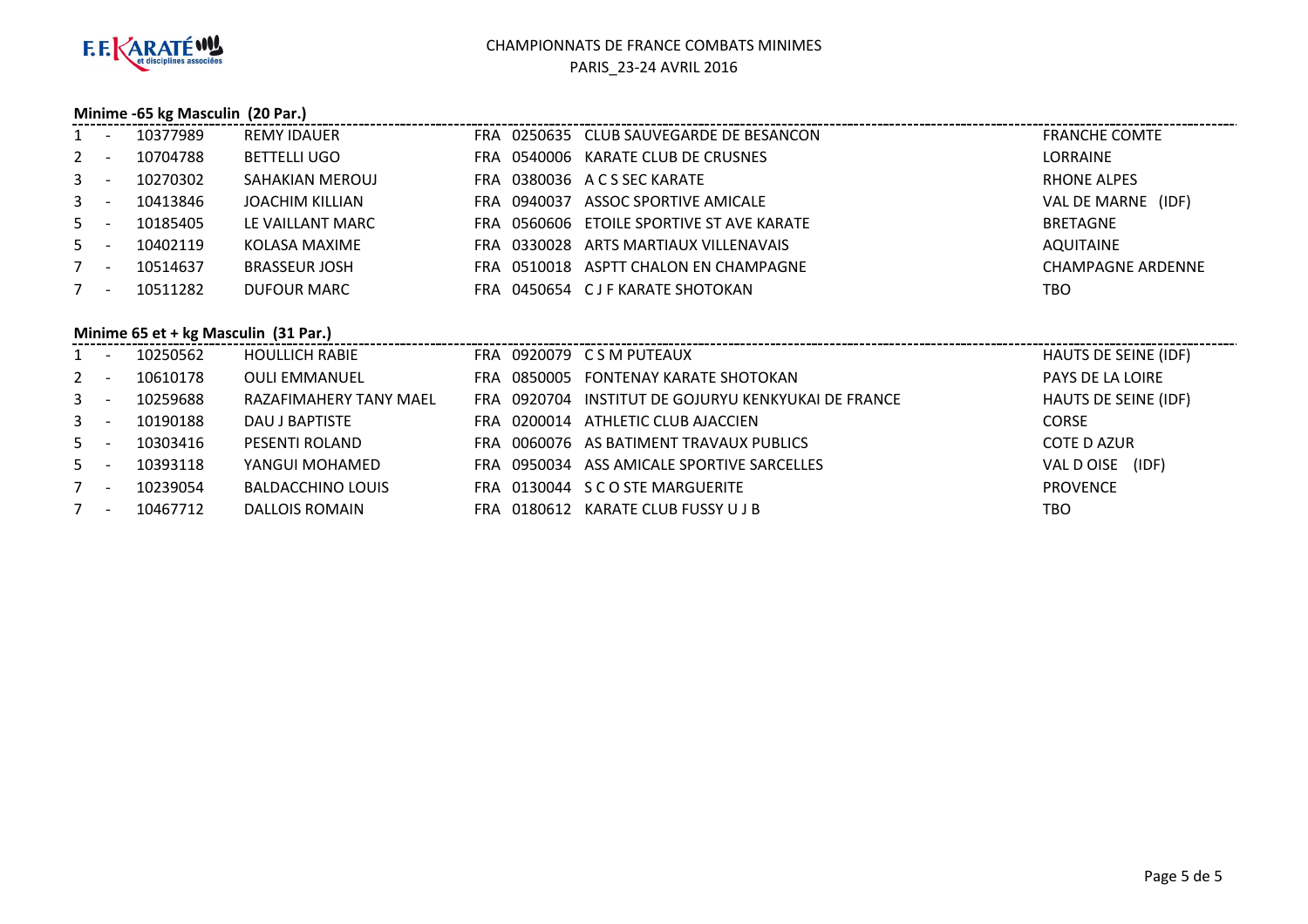CHAMPIONNATS DE FRANCE COMBATS MINIMES
PARIS_23-24 AVRIL 2016

**Minime -65 kg Masculin (20 Par.)**

| | | | | | | | |
|---|---|---|---|---|---|---|---|
| 1 | - | 10377989 | REMY IDAUER | FRA | 0250635 | CLUB SAUVEGARDE DE BESANCON | FRANCHE COMTE |
| 2 | - | 10704788 | BETTELLI UGO | FRA | 0540006 | KARATE CLUB DE CRUSNES | LORRAINE |
| 3 | - | 10270302 | SAHAKIAN MEROUJ | FRA | 0380036 | A C S SEC KARATE | RHONE ALPES |
| 3 | - | 10413846 | JOACHIM KILLIAN | FRA | 0940037 | ASSOC SPORTIVE AMICALE | VAL DE MARNE (IDF) |
| 5 | - | 10185405 | LE VAILLANT MARC | FRA | 0560606 | ETOILE SPORTIVE ST AVE KARATE | BRETAGNE |
| 5 | - | 10402119 | KOLASA MAXIME | FRA | 0330028 | ARTS MARTIAUX VILLENAVAIS | AQUITAINE |
| 7 | - | 10514637 | BRASSEUR JOSH | FRA | 0510018 | ASPTT CHALON EN CHAMPAGNE | CHAMPAGNE ARDENNE |
| 7 | - | 10511282 | DUFOUR MARC | FRA | 0450654 | C J F KARATE SHOTOKAN | TBO |

**Minime 65 et + kg Masculin (31 Par.)**

| | | | | | | | |
|---|---|---|---|---|---|---|---|
| 1 | - | 10250562 | HOULLICH RABIE | FRA | 0920079 | C S M PUTEAUX | HAUTS DE SEINE (IDF) |
| 2 | - | 10610178 | OULI EMMANUEL | FRA | 0850005 | FONTENAY KARATE SHOTOKAN | PAYS DE LA LOIRE |
| 3 | - | 10259688 | RAZAFIMAHERY TANY MAEL | FRA | 0920704 | INSTITUT DE GOJURYU KENKYUKAI DE FRANCE | HAUTS DE SEINE (IDF) |
| 3 | - | 10190188 | DAU J BAPTISTE | FRA | 0200014 | ATHLETIC CLUB AJACCIEN | CORSE |
| 5 | - | 10303416 | PESENTI ROLAND | FRA | 0060076 | AS BATIMENT TRAVAUX PUBLICS | COTE D AZUR |
| 5 | - | 10393118 | YANGUI MOHAMED | FRA | 0950034 | ASS AMICALE SPORTIVE SARCELLES | VAL D OISE (IDF) |
| 7 | - | 10239054 | BALDACCHINO LOUIS | FRA | 0130044 | S C O STE MARGUERITE | PROVENCE |
| 7 | - | 10467712 | DALLOIS ROMAIN | FRA | 0180612 | KARATE CLUB FUSSY U J B | TBO |